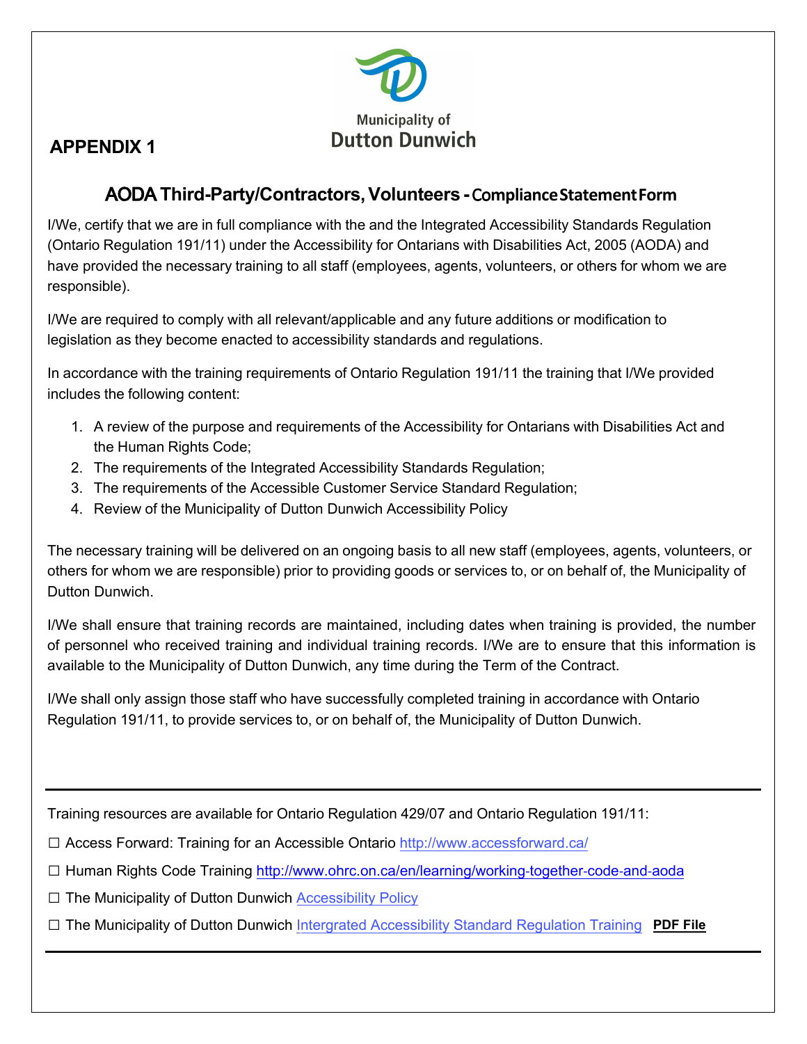Municipality of
Dutton Dunwich

**APPENDIX 1**

## AODA Third-Party/Contractors, Volunteers - Compliance Statement Form

I/We, certify that we are in full compliance with the and the Integrated Accessibility Standards Regulation (Ontario Regulation 191/11) under the Accessibility for Ontarians with Disabilities Act, 2005 (AODA) and have provided the necessary training to all staff (employees, agents, volunteers, or others for whom we are responsible).

I/We are required to comply with all relevant/applicable and any future additions or modification to legislation as they become enacted to accessibility standards and regulations.

In accordance with the training requirements of Ontario Regulation 191/11 the training that I/We provided includes the following content:

1. A review of the purpose and requirements of the Accessibility for Ontarians with Disabilities Act and the Human Rights Code;
2. The requirements of the Integrated Accessibility Standards Regulation;
3. The requirements of the Accessible Customer Service Standard Regulation;
4. Review of the Municipality of Dutton Dunwich Accessibility Policy

The necessary training will be delivered on an ongoing basis to all new staff (employees, agents, volunteers, or others for whom we are responsible) prior to providing goods or services to, or on behalf of, the Municipality of Dutton Dunwich.

I/We shall ensure that training records are maintained, including dates when training is provided, the number of personnel who received training and individual training records. I/We are to ensure that this information is available to the Municipality of Dutton Dunwich, any time during the Term of the Contract.

I/We shall only assign those staff who have successfully completed training in accordance with Ontario Regulation 191/11, to provide services to, or on behalf of, the Municipality of Dutton Dunwich.

---

Training resources are available for Ontario Regulation 429/07 and Ontario Regulation 191/11:

☐ Access Forward: Training for an Accessible Ontario http://www.accessforward.ca/

☐ Human Rights Code Training http://www.ohrc.on.ca/en/learning/working-together-code-and-aoda

☐ The Municipality of Dutton Dunwich Accessibility Policy

☐ The Municipality of Dutton Dunwich Intergrated Accessibility Standard Regulation Training **PDF File**

---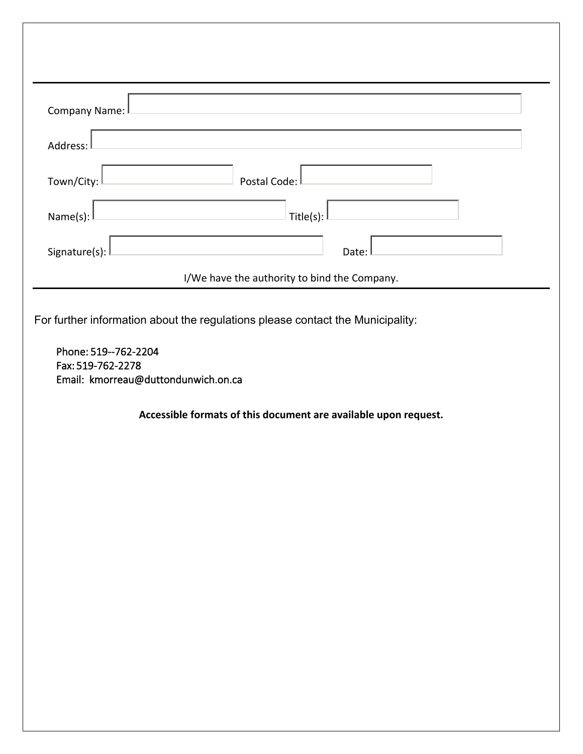---

Company Name:

Address:

Town/City: Postal Code:

Name(s): Title(s):

Signature(s): Date:

I/We have the authority to bind the Company.

---

For further information about the regulations please contact the Municipality:

Phone: 519--762-2204
Fax: 519-762-2278
Email: kmorreau@duttondunwich.on.ca

**Accessible formats of this document are available upon request.**